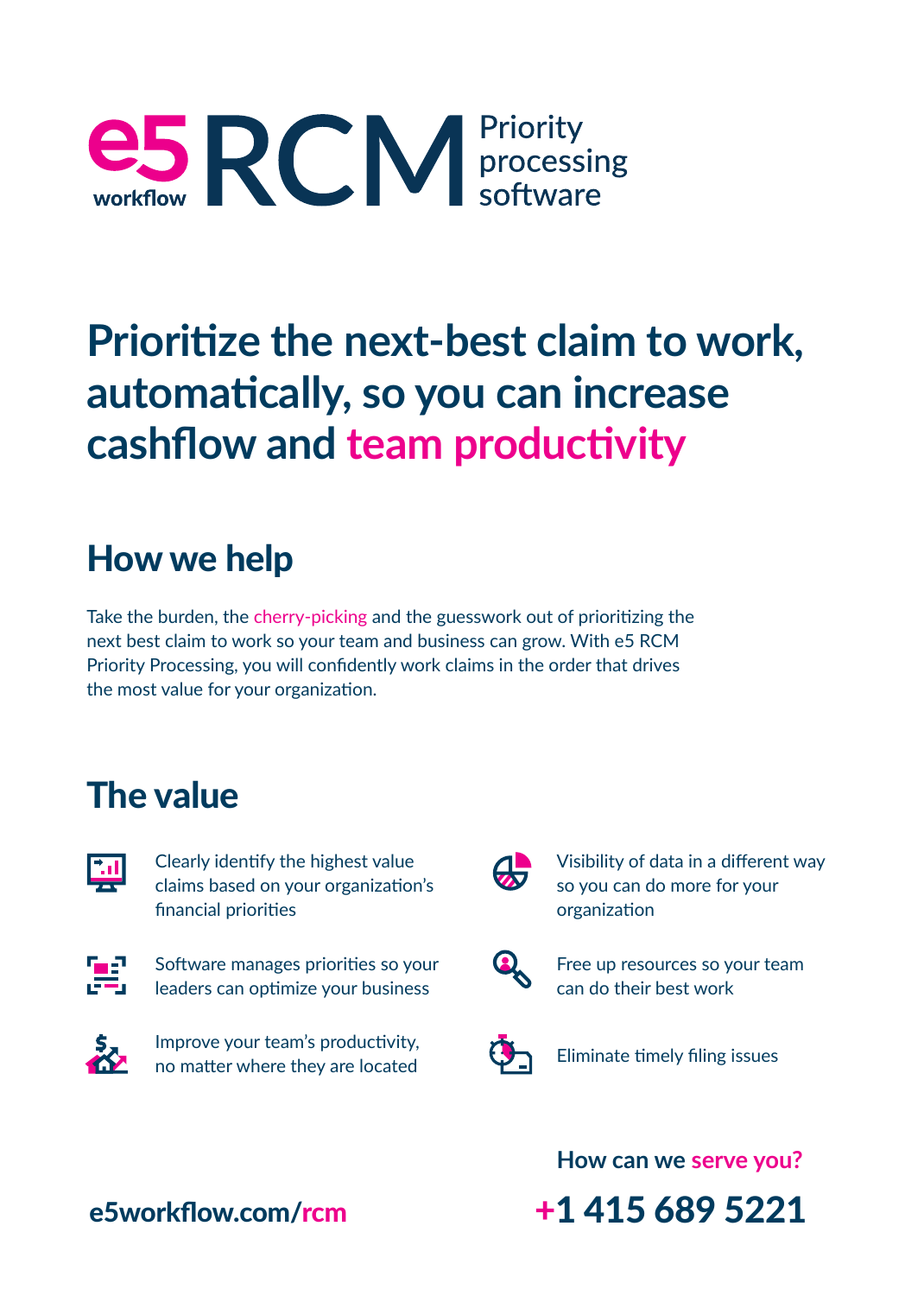# e5 workflow RCM Priority processing software

## Prioritize the next-best claim to work, automatically, so you can increase cashflow and team productivity

## How we help

Take the burden, the cherry-picking and the guesswork out of prioritizing the next best claim to work so your team and business can grow. With e5 RCM Priority Processing, you will confidently work claims in the order that drives the most value for your organization.

## The value

- Clearly identify the highest value claims based on your organization's financial priorities
- Software manages priorities so your leaders can optimize your business
- Improve your team's productivity, no matter where they are located
- Visibility of data in a different way so you can do more for your organization
- Free up resources so your team can do their best work
- Eliminate timely filing issues

**How can we serve you?**

**e5workflow.com/rcm**

**+1 415 689 5221**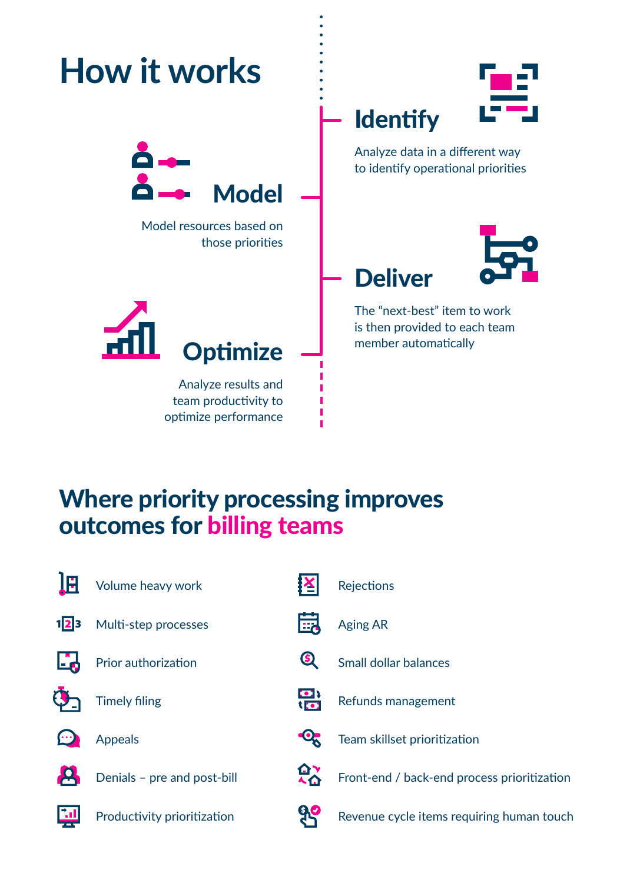# How it works

## Identify

Analyze data in a different way to identify operational priorities

## Model

Model resources based on those priorities

## Deliver

The “next-best” item to work is then provided to each team member automatically

## Optimize

Analyze results and team productivity to optimize performance

# Where priority processing improves outcomes for billing teams

- Volume heavy work
- Multi-step processes
- Prior authorization
- Timely filing
- Appeals
- Denials – pre and post-bill
- Productivity prioritization
- Rejections
- Aging AR
- Small dollar balances
- Refunds management
- Team skillset prioritization
- Front-end / back-end process prioritization
- Revenue cycle items requiring human touch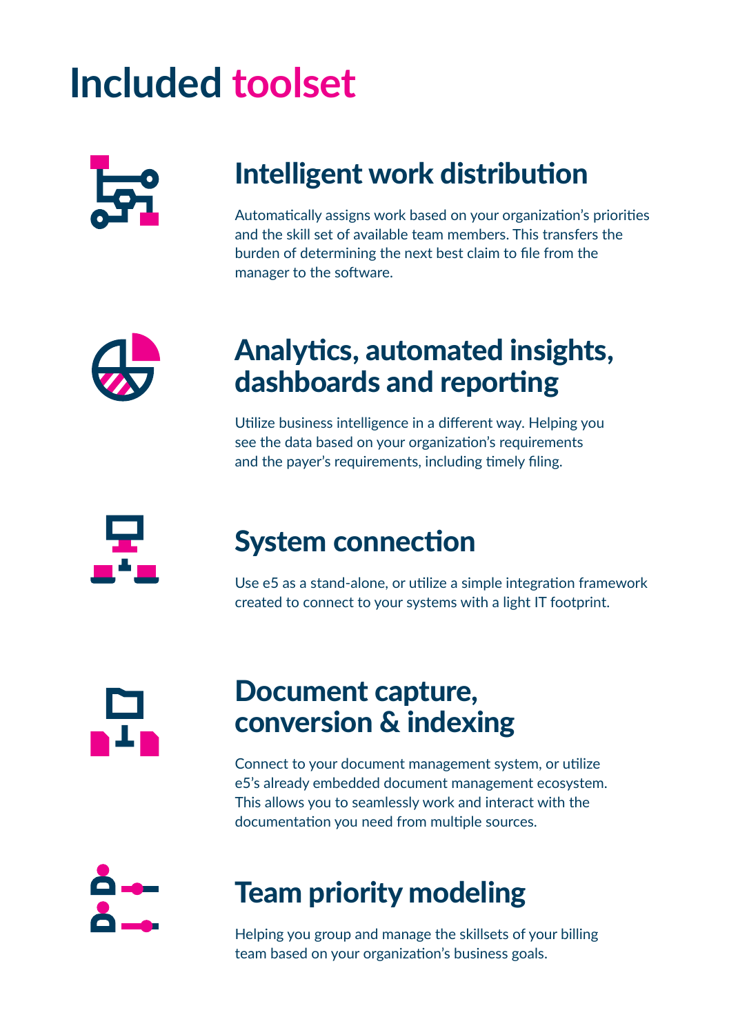# Included toolset

## Intelligent work distribution

Automatically assigns work based on your organization's priorities and the skill set of available team members. This transfers the burden of determining the next best claim to file from the manager to the software.

## Analytics, automated insights, dashboards and reporting

Utilize business intelligence in a different way. Helping you see the data based on your organization's requirements and the payer's requirements, including timely filing.

## System connection

Use e5 as a stand-alone, or utilize a simple integration framework created to connect to your systems with a light IT footprint.

## Document capture, conversion & indexing

Connect to your document management system, or utilize e5's already embedded document management ecosystem. This allows you to seamlessly work and interact with the documentation you need from multiple sources.

## Team priority modeling

Helping you group and manage the skillsets of your billing team based on your organization's business goals.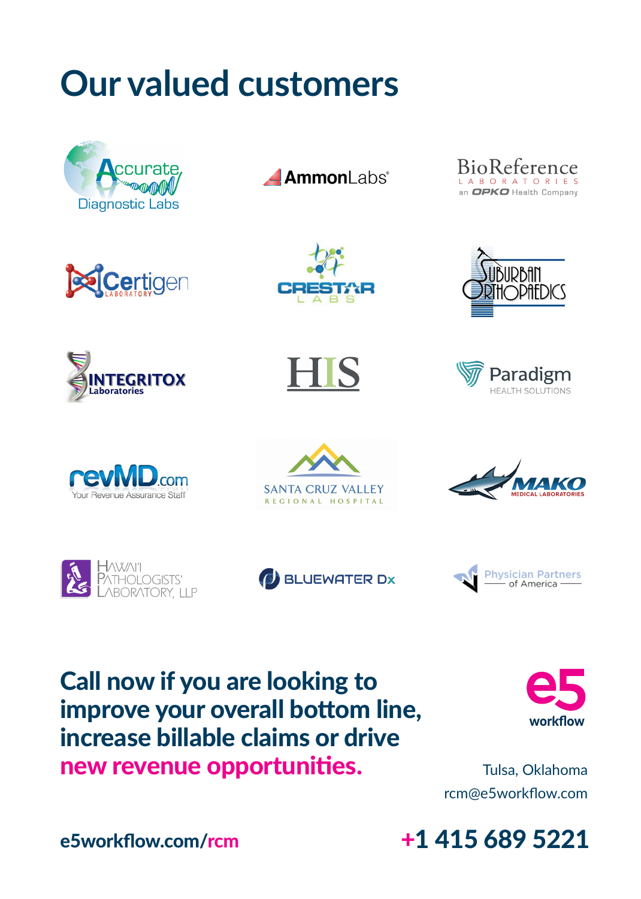# Our valued customers

Accurate Diagnostic Labs

AmmonLabs

BioReference Laboratories — an OPKO Health Company

Certigen Laboratory

Crestar Labs

Suburban Orthopaedics

Integritox Laboratories

HIS

Paradigm Health Solutions

revMD.com — Your Revenue Assurance Staff

Santa Cruz Valley Regional Hospital

Mako Medical Laboratories

Hawai'i Pathologists' Laboratory, LLP

Bluewater Dx

Physician Partners of America

**Call now if you are looking to improve your overall bottom line, increase billable claims or drive new revenue opportunities.**

e5 workflow

Tulsa, Oklahoma

rcm@e5workflow.com

**e5workflow.com/rcm**

**+1 415 689 5221**